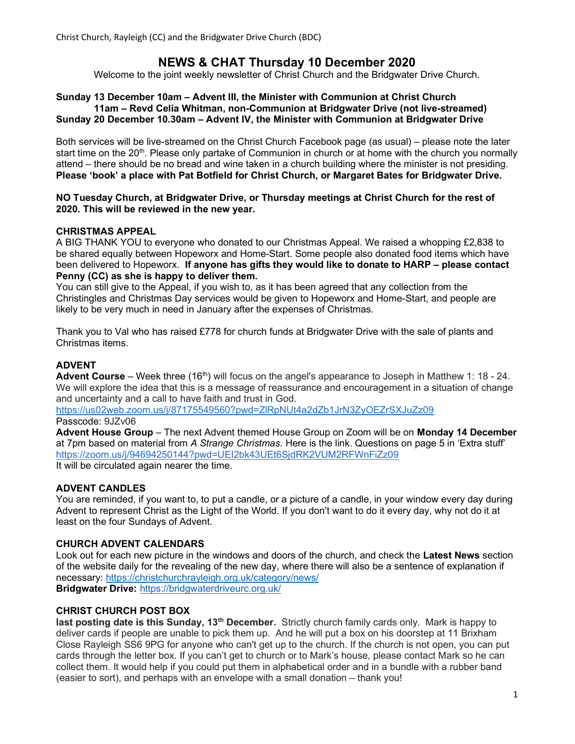Christ Church, Rayleigh (CC) and the Bridgwater Drive Church (BDC)

# NEWS & CHAT Thursday 10 December 2020

Welcome to the joint weekly newsletter of Christ Church and the Bridgwater Drive Church.

**Sunday 13 December 10am – Advent III, the Minister with Communion at Christ Church**
**11am – Revd Celia Whitman, non-Communion at Bridgwater Drive (not live-streamed)**
**Sunday 20 December 10.30am – Advent IV, the Minister with Communion at Bridgwater Drive**

Both services will be live-streamed on the Christ Church Facebook page (as usual) – please note the later start time on the 20th. Please only partake of Communion in church or at home with the church you normally attend – there should be no bread and wine taken in a church building where the minister is not presiding. **Please 'book' a place with Pat Botfield for Christ Church, or Margaret Bates for Bridgwater Drive.**

**NO Tuesday Church, at Bridgwater Drive, or Thursday meetings at Christ Church for the rest of 2020. This will be reviewed in the new year.**

## CHRISTMAS APPEAL

A BIG THANK YOU to everyone who donated to our Christmas Appeal. We raised a whopping £2,838 to be shared equally between Hopeworx and Home-Start. Some people also donated food items which have been delivered to Hopeworx. **If anyone has gifts they would like to donate to HARP – please contact Penny (CC) as she is happy to deliver them.**

You can still give to the Appeal, if you wish to, as it has been agreed that any collection from the Christingles and Christmas Day services would be given to Hopeworx and Home-Start, and people are likely to be very much in need in January after the expenses of Christmas.

Thank you to Val who has raised £778 for church funds at Bridgwater Drive with the sale of plants and Christmas items.

## ADVENT

**Advent Course** – Week three (16th) will focus on the angel's appearance to Joseph in Matthew 1: 18 - 24. We will explore the idea that this is a message of reassurance and encouragement in a situation of change and uncertainty and a call to have faith and trust in God.

https://us02web.zoom.us/j/87175549560?pwd=ZlRpNUt4a2dZb1JrN3ZyOEZrSXJuZz09

Passcode: 9JZv06

**Advent House Group** – The next Advent themed House Group on Zoom will be on **Monday 14 December** at 7pm based on material from *A Strange Christmas.* Here is the link. Questions on page 5 in 'Extra stuff'

https://zoom.us/j/94694250144?pwd=UEI2bk43UEt6SjdRK2VUM2RFWnFiZz09

It will be circulated again nearer the time.

## ADVENT CANDLES

You are reminded, if you want to, to put a candle, or a picture of a candle, in your window every day during Advent to represent Christ as the Light of the World. If you don't want to do it every day, why not do it at least on the four Sundays of Advent.

## CHURCH ADVENT CALENDARS

Look out for each new picture in the windows and doors of the church, and check the **Latest News** section of the website daily for the revealing of the new day, where there will also be a sentence of explanation if necessary: https://christchurchrayleigh.org.uk/category/news/

**Bridgwater Drive:** https://bridgwaterdriveurc.org.uk/

## CHRIST CHURCH POST BOX

**last posting date is this Sunday, 13th December.** Strictly church family cards only. Mark is happy to deliver cards if people are unable to pick them up. And he will put a box on his doorstep at 11 Brixham Close Rayleigh SS6 9PG for anyone who can't get up to the church. If the church is not open, you can put cards through the letter box. If you can't get to church or to Mark's house, please contact Mark so he can collect them. It would help if you could put them in alphabetical order and in a bundle with a rubber band (easier to sort), and perhaps with an envelope with a small donation – thank you!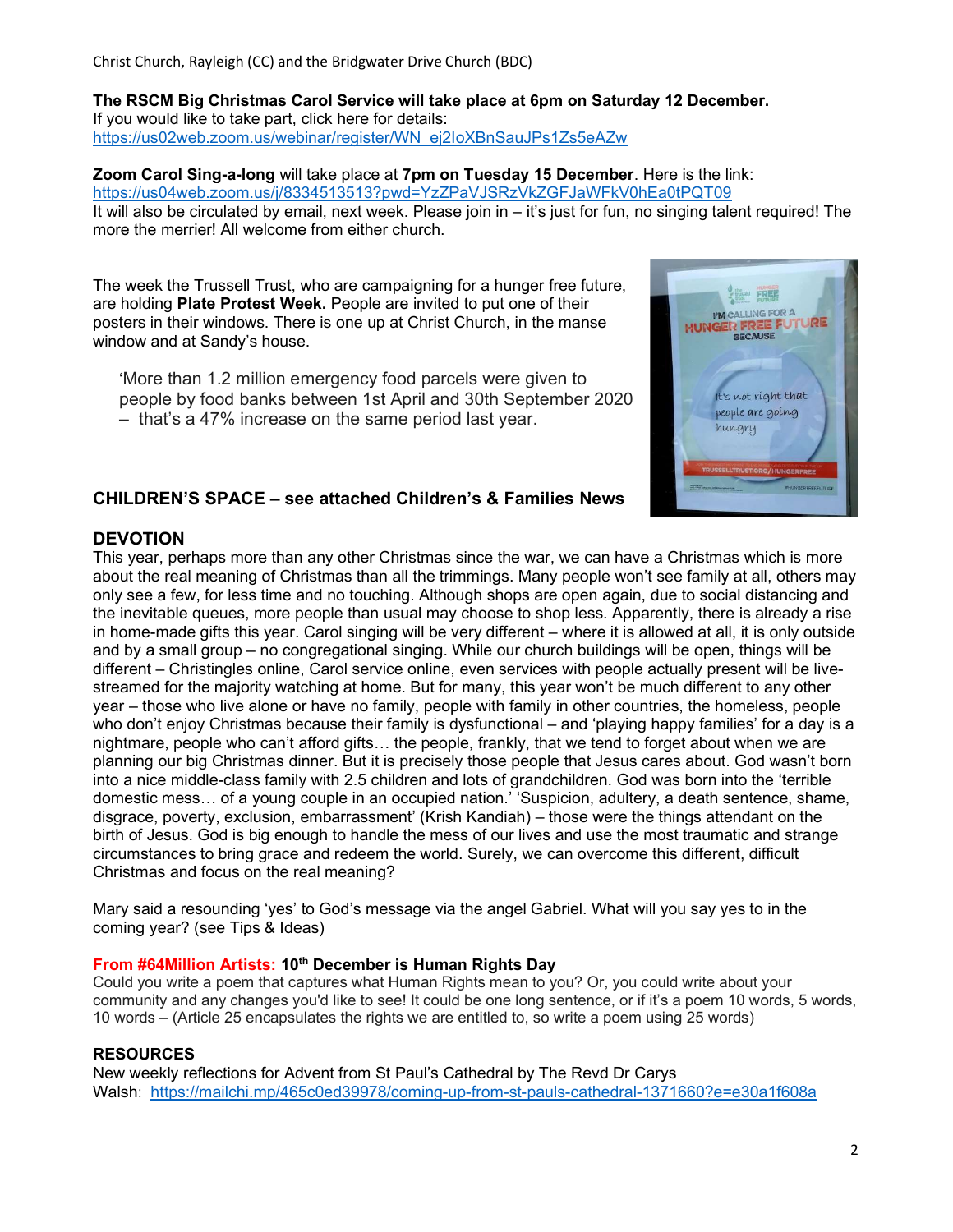**The RSCM Big Christmas Carol Service will take place at 6pm on Saturday 12 December.**
If you would like to take part, click here for details:
https://us02web.zoom.us/webinar/register/WN_ej2IoXBnSauJPs1Zs5eAZw

**Zoom Carol Sing-a-long** will take place at **7pm on Tuesday 15 December**. Here is the link:
https://us04web.zoom.us/j/8334513513?pwd=YzZPaVJSRzVkZGFJaWFkV0hEa0tPQT09
It will also be circulated by email, next week. Please join in – it's just for fun, no singing talent required! The more the merrier! All welcome from either church.

The week the Trussell Trust, who are campaigning for a hunger free future, are holding **Plate Protest Week.** People are invited to put one of their posters in their windows. There is one up at Christ Church, in the manse window and at Sandy's house.

> 'More than 1.2 million emergency food parcels were given to people by food banks between 1st April and 30th September 2020 – that's a 47% increase on the same period last year.

## CHILDREN'S SPACE – see attached Children's & Families News

## DEVOTION

This year, perhaps more than any other Christmas since the war, we can have a Christmas which is more about the real meaning of Christmas than all the trimmings. Many people won't see family at all, others may only see a few, for less time and no touching. Although shops are open again, due to social distancing and the inevitable queues, more people than usual may choose to shop less. Apparently, there is already a rise in home-made gifts this year. Carol singing will be very different – where it is allowed at all, it is only outside and by a small group – no congregational singing. While our church buildings will be open, things will be different – Christingles online, Carol service online, even services with people actually present will be live-streamed for the majority watching at home. But for many, this year won't be much different to any other year – those who live alone or have no family, people with family in other countries, the homeless, people who don't enjoy Christmas because their family is dysfunctional – and 'playing happy families' for a day is a nightmare, people who can't afford gifts… the people, frankly, that we tend to forget about when we are planning our big Christmas dinner. But it is precisely those people that Jesus cares about. God wasn't born into a nice middle-class family with 2.5 children and lots of grandchildren. God was born into the 'terrible domestic mess… of a young couple in an occupied nation.' 'Suspicion, adultery, a death sentence, shame, disgrace, poverty, exclusion, embarrassment' (Krish Kandiah) – those were the things attendant on the birth of Jesus. God is big enough to handle the mess of our lives and use the most traumatic and strange circumstances to bring grace and redeem the world. Surely, we can overcome this different, difficult Christmas and focus on the real meaning?

Mary said a resounding 'yes' to God's message via the angel Gabriel. What will you say yes to in the coming year? (see Tips & Ideas)

**From #64Million Artists: 10th December is Human Rights Day**
Could you write a poem that captures what Human Rights mean to you? Or, you could write about your community and any changes you'd like to see! It could be one long sentence, or if it's a poem 10 words, 5 words, 10 words – (Article 25 encapsulates the rights we are entitled to, so write a poem using 25 words)

## RESOURCES

New weekly reflections for Advent from St Paul's Cathedral by The Revd Dr Carys Walsh: https://mailchi.mp/465c0ed39978/coming-up-from-st-pauls-cathedral-1371660?e=e30a1f608a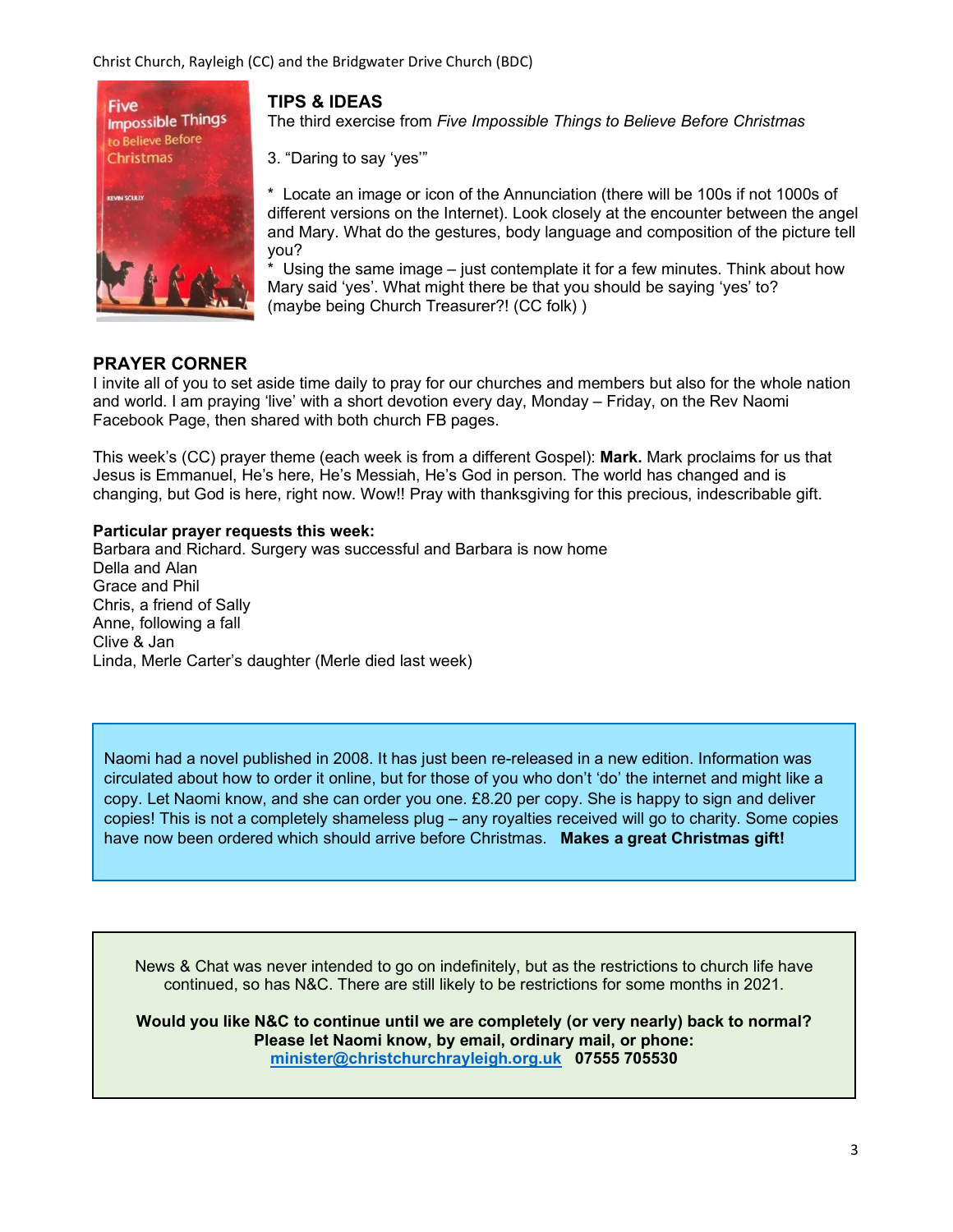## TIPS & IDEAS

The third exercise from *Five Impossible Things to Believe Before Christmas*

3. "Daring to say 'yes'"

* Locate an image or icon of the Annunciation (there will be 100s if not 1000s of different versions on the Internet). Look closely at the encounter between the angel and Mary. What do the gestures, body language and composition of the picture tell you?
* Using the same image – just contemplate it for a few minutes. Think about how Mary said 'yes'. What might there be that you should be saying 'yes' to? (maybe being Church Treasurer?! (CC folk) )

## PRAYER CORNER

I invite all of you to set aside time daily to pray for our churches and members but also for the whole nation and world. I am praying 'live' with a short devotion every day, Monday – Friday, on the Rev Naomi Facebook Page, then shared with both church FB pages.

This week's (CC) prayer theme (each week is from a different Gospel): **Mark.** Mark proclaims for us that Jesus is Emmanuel, He's here, He's Messiah, He's God in person. The world has changed and is changing, but God is here, right now. Wow!! Pray with thanksgiving for this precious, indescribable gift.

**Particular prayer requests this week:**

Barbara and Richard. Surgery was successful and Barbara is now home
Della and Alan
Grace and Phil
Chris, a friend of Sally
Anne, following a fall
Clive & Jan
Linda, Merle Carter's daughter (Merle died last week)

Naomi had a novel published in 2008. It has just been re-released in a new edition. Information was circulated about how to order it online, but for those of you who don't 'do' the internet and might like a copy. Let Naomi know, and she can order you one. £8.20 per copy. She is happy to sign and deliver copies! This is not a completely shameless plug – any royalties received will go to charity. Some copies have now been ordered which should arrive before Christmas. **Makes a great Christmas gift!**

News & Chat was never intended to go on indefinitely, but as the restrictions to church life have continued, so has N&C. There are still likely to be restrictions for some months in 2021.

**Would you like N&C to continue until we are completely (or very nearly) back to normal? Please let Naomi know, by email, ordinary mail, or phone: minister@christchurchrayleigh.org.uk 07555 705530**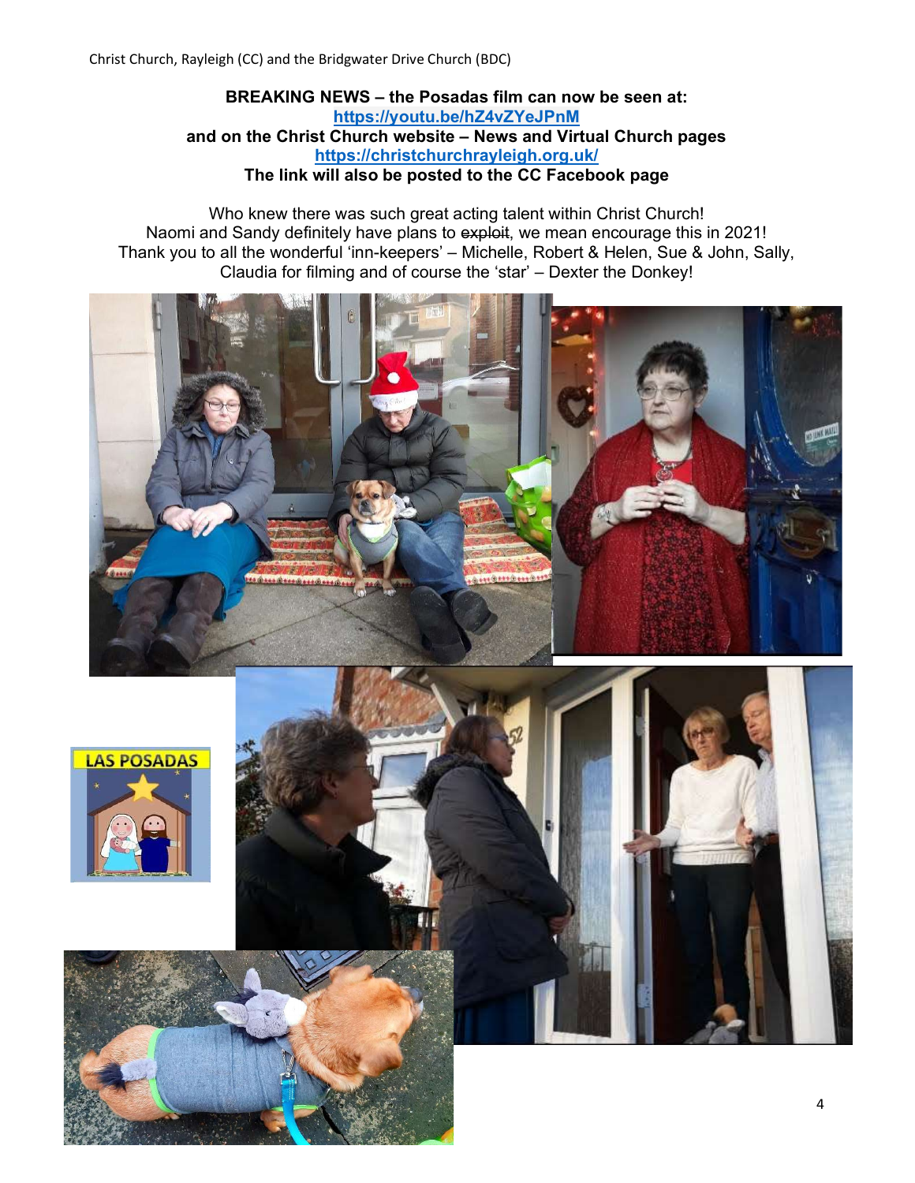**BREAKING NEWS – the Posadas film can now be seen at:**
**https://youtu.be/hZ4vZYeJPnM**
**and on the Christ Church website – News and Virtual Church pages**
**https://christchurchrayleigh.org.uk/**
**The link will also be posted to the CC Facebook page**

Who knew there was such great acting talent within Christ Church!
Naomi and Sandy definitely have plans to ~~exploit~~, we mean encourage this in 2021!
Thank you to all the wonderful 'inn-keepers' – Michelle, Robert & Helen, Sue & John, Sally, Claudia for filming and of course the 'star' – Dexter the Donkey!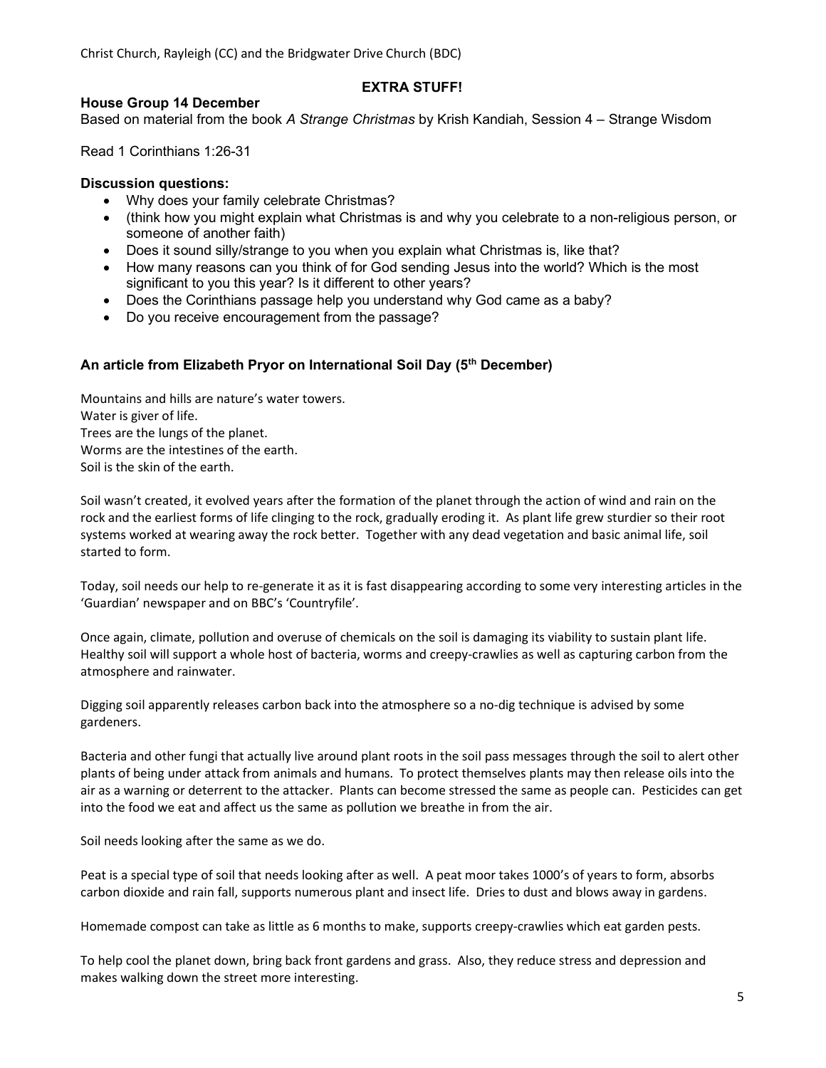## EXTRA STUFF!

### House Group 14 December

Based on material from the book *A Strange Christmas* by Krish Kandiah, Session 4 – Strange Wisdom

Read 1 Corinthians 1:26-31

**Discussion questions:**

- Why does your family celebrate Christmas?
- (think how you might explain what Christmas is and why you celebrate to a non-religious person, or someone of another faith)
- Does it sound silly/strange to you when you explain what Christmas is, like that?
- How many reasons can you think of for God sending Jesus into the world? Which is the most significant to you this year? Is it different to other years?
- Does the Corinthians passage help you understand why God came as a baby?
- Do you receive encouragement from the passage?

### An article from Elizabeth Pryor on International Soil Day (5th December)

Mountains and hills are nature's water towers.
Water is giver of life.
Trees are the lungs of the planet.
Worms are the intestines of the earth.
Soil is the skin of the earth.

Soil wasn't created, it evolved years after the formation of the planet through the action of wind and rain on the rock and the earliest forms of life clinging to the rock, gradually eroding it. As plant life grew sturdier so their root systems worked at wearing away the rock better. Together with any dead vegetation and basic animal life, soil started to form.

Today, soil needs our help to re-generate it as it is fast disappearing according to some very interesting articles in the 'Guardian' newspaper and on BBC's 'Countryfile'.

Once again, climate, pollution and overuse of chemicals on the soil is damaging its viability to sustain plant life. Healthy soil will support a whole host of bacteria, worms and creepy-crawlies as well as capturing carbon from the atmosphere and rainwater.

Digging soil apparently releases carbon back into the atmosphere so a no-dig technique is advised by some gardeners.

Bacteria and other fungi that actually live around plant roots in the soil pass messages through the soil to alert other plants of being under attack from animals and humans. To protect themselves plants may then release oils into the air as a warning or deterrent to the attacker. Plants can become stressed the same as people can. Pesticides can get into the food we eat and affect us the same as pollution we breathe in from the air.

Soil needs looking after the same as we do.

Peat is a special type of soil that needs looking after as well. A peat moor takes 1000's of years to form, absorbs carbon dioxide and rain fall, supports numerous plant and insect life. Dries to dust and blows away in gardens.

Homemade compost can take as little as 6 months to make, supports creepy-crawlies which eat garden pests.

To help cool the planet down, bring back front gardens and grass. Also, they reduce stress and depression and makes walking down the street more interesting.